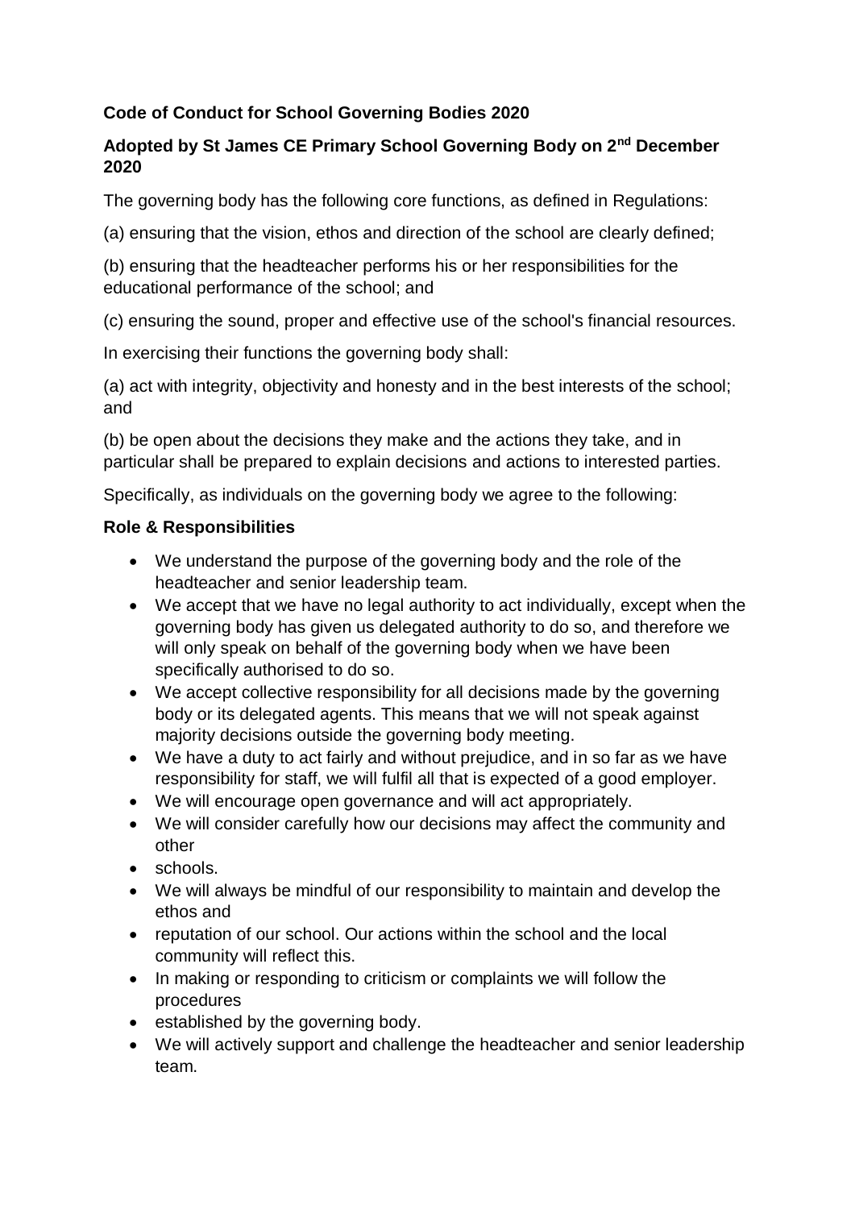**Code of Conduct for School Governing Bodies 2020**

**Adopted by St James CE Primary School Governing Body on 2nd December 2020**

The governing body has the following core functions, as defined in Regulations:

(a) ensuring that the vision, ethos and direction of the school are clearly defined;

(b) ensuring that the headteacher performs his or her responsibilities for the educational performance of the school; and

(c) ensuring the sound, proper and effective use of the school's financial resources.

In exercising their functions the governing body shall:

(a) act with integrity, objectivity and honesty and in the best interests of the school; and

(b) be open about the decisions they make and the actions they take, and in particular shall be prepared to explain decisions and actions to interested parties.

Specifically, as individuals on the governing body we agree to the following:

**Role & Responsibilities**

- We understand the purpose of the governing body and the role of the headteacher and senior leadership team.
- We accept that we have no legal authority to act individually, except when the governing body has given us delegated authority to do so, and therefore we will only speak on behalf of the governing body when we have been specifically authorised to do so.
- We accept collective responsibility for all decisions made by the governing body or its delegated agents. This means that we will not speak against majority decisions outside the governing body meeting.
- We have a duty to act fairly and without prejudice, and in so far as we have responsibility for staff, we will fulfil all that is expected of a good employer.
- We will encourage open governance and will act appropriately.
- We will consider carefully how our decisions may affect the community and other
- schools.
- We will always be mindful of our responsibility to maintain and develop the ethos and
- reputation of our school. Our actions within the school and the local community will reflect this.
- In making or responding to criticism or complaints we will follow the procedures
- established by the governing body.
- We will actively support and challenge the headteacher and senior leadership team.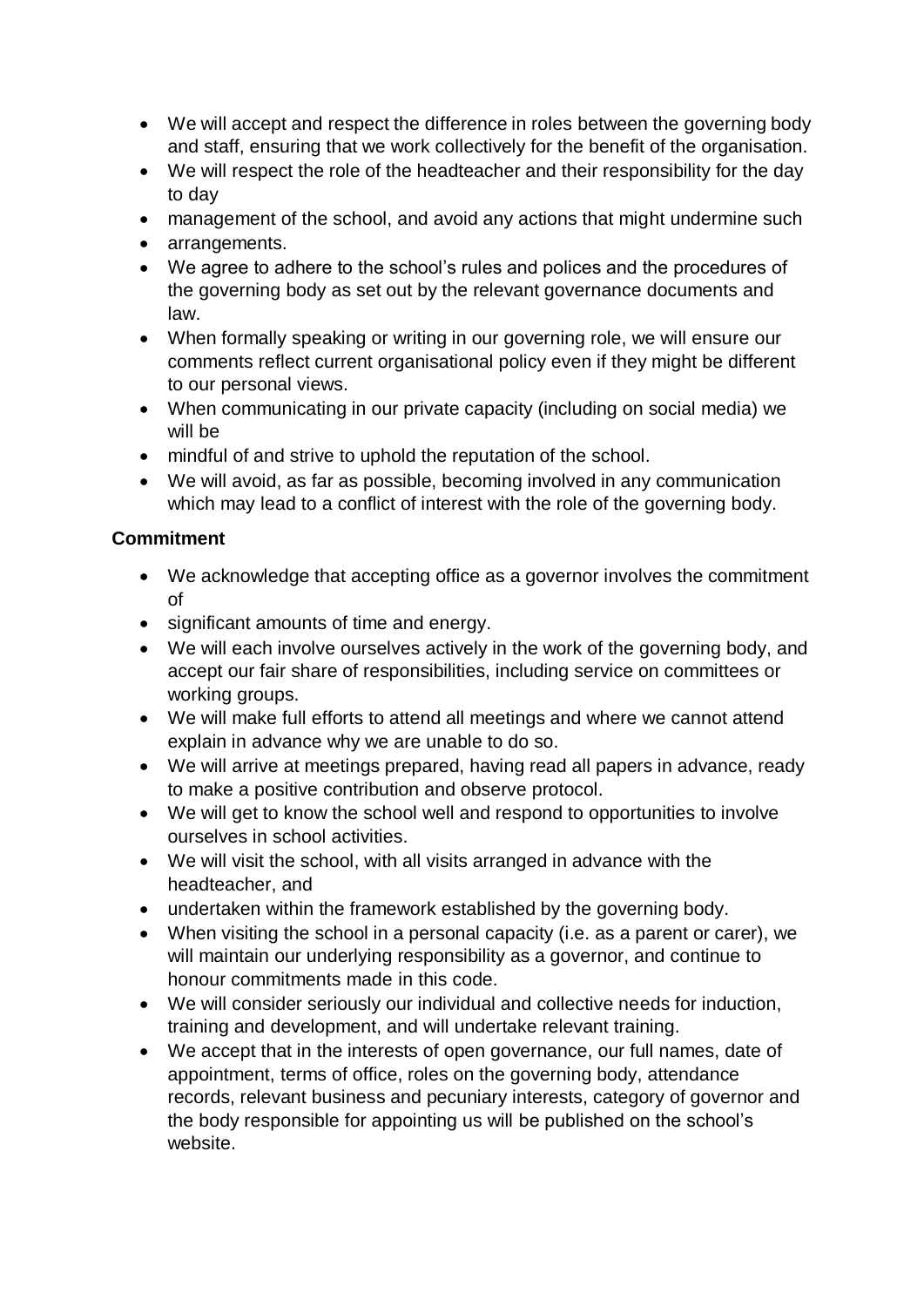- We will accept and respect the difference in roles between the governing body and staff, ensuring that we work collectively for the benefit of the organisation.
- We will respect the role of the headteacher and their responsibility for the day to day
- management of the school, and avoid any actions that might undermine such
- arrangements.
- We agree to adhere to the school's rules and polices and the procedures of the governing body as set out by the relevant governance documents and law.
- When formally speaking or writing in our governing role, we will ensure our comments reflect current organisational policy even if they might be different to our personal views.
- When communicating in our private capacity (including on social media) we will be
- mindful of and strive to uphold the reputation of the school.
- We will avoid, as far as possible, becoming involved in any communication which may lead to a conflict of interest with the role of the governing body.

**Commitment**

- We acknowledge that accepting office as a governor involves the commitment of
- significant amounts of time and energy.
- We will each involve ourselves actively in the work of the governing body, and accept our fair share of responsibilities, including service on committees or working groups.
- We will make full efforts to attend all meetings and where we cannot attend explain in advance why we are unable to do so.
- We will arrive at meetings prepared, having read all papers in advance, ready to make a positive contribution and observe protocol.
- We will get to know the school well and respond to opportunities to involve ourselves in school activities.
- We will visit the school, with all visits arranged in advance with the headteacher, and
- undertaken within the framework established by the governing body.
- When visiting the school in a personal capacity (i.e. as a parent or carer), we will maintain our underlying responsibility as a governor, and continue to honour commitments made in this code.
- We will consider seriously our individual and collective needs for induction, training and development, and will undertake relevant training.
- We accept that in the interests of open governance, our full names, date of appointment, terms of office, roles on the governing body, attendance records, relevant business and pecuniary interests, category of governor and the body responsible for appointing us will be published on the school's website.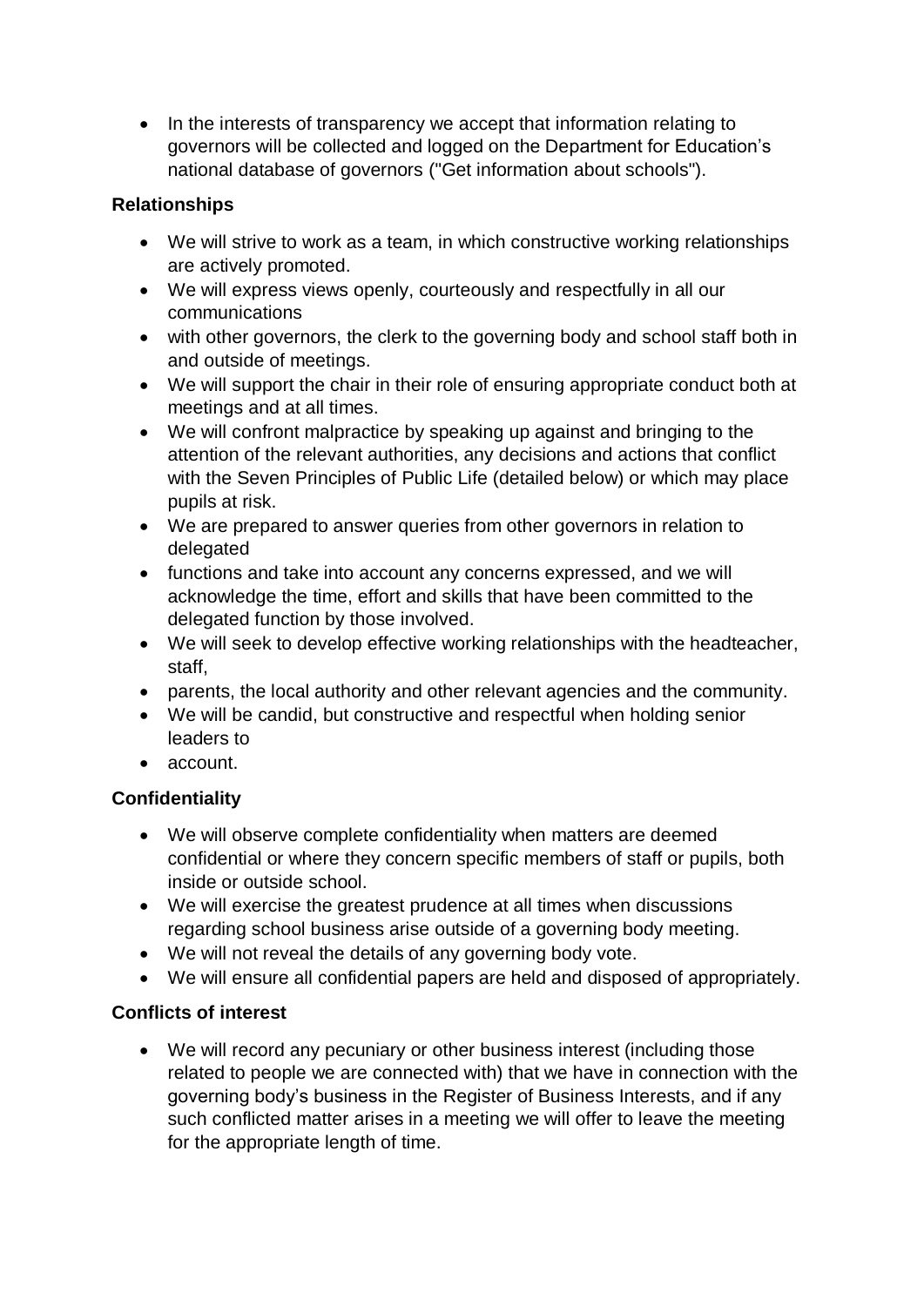- In the interests of transparency we accept that information relating to governors will be collected and logged on the Department for Education's national database of governors ("Get information about schools").

**Relationships**

- We will strive to work as a team, in which constructive working relationships are actively promoted.
- We will express views openly, courteously and respectfully in all our communications
- with other governors, the clerk to the governing body and school staff both in and outside of meetings.
- We will support the chair in their role of ensuring appropriate conduct both at meetings and at all times.
- We will confront malpractice by speaking up against and bringing to the attention of the relevant authorities, any decisions and actions that conflict with the Seven Principles of Public Life (detailed below) or which may place pupils at risk.
- We are prepared to answer queries from other governors in relation to delegated
- functions and take into account any concerns expressed, and we will acknowledge the time, effort and skills that have been committed to the delegated function by those involved.
- We will seek to develop effective working relationships with the headteacher, staff,
- parents, the local authority and other relevant agencies and the community.
- We will be candid, but constructive and respectful when holding senior leaders to
- account.

**Confidentiality**

- We will observe complete confidentiality when matters are deemed confidential or where they concern specific members of staff or pupils, both inside or outside school.
- We will exercise the greatest prudence at all times when discussions regarding school business arise outside of a governing body meeting.
- We will not reveal the details of any governing body vote.
- We will ensure all confidential papers are held and disposed of appropriately.

**Conflicts of interest**

- We will record any pecuniary or other business interest (including those related to people we are connected with) that we have in connection with the governing body's business in the Register of Business Interests, and if any such conflicted matter arises in a meeting we will offer to leave the meeting for the appropriate length of time.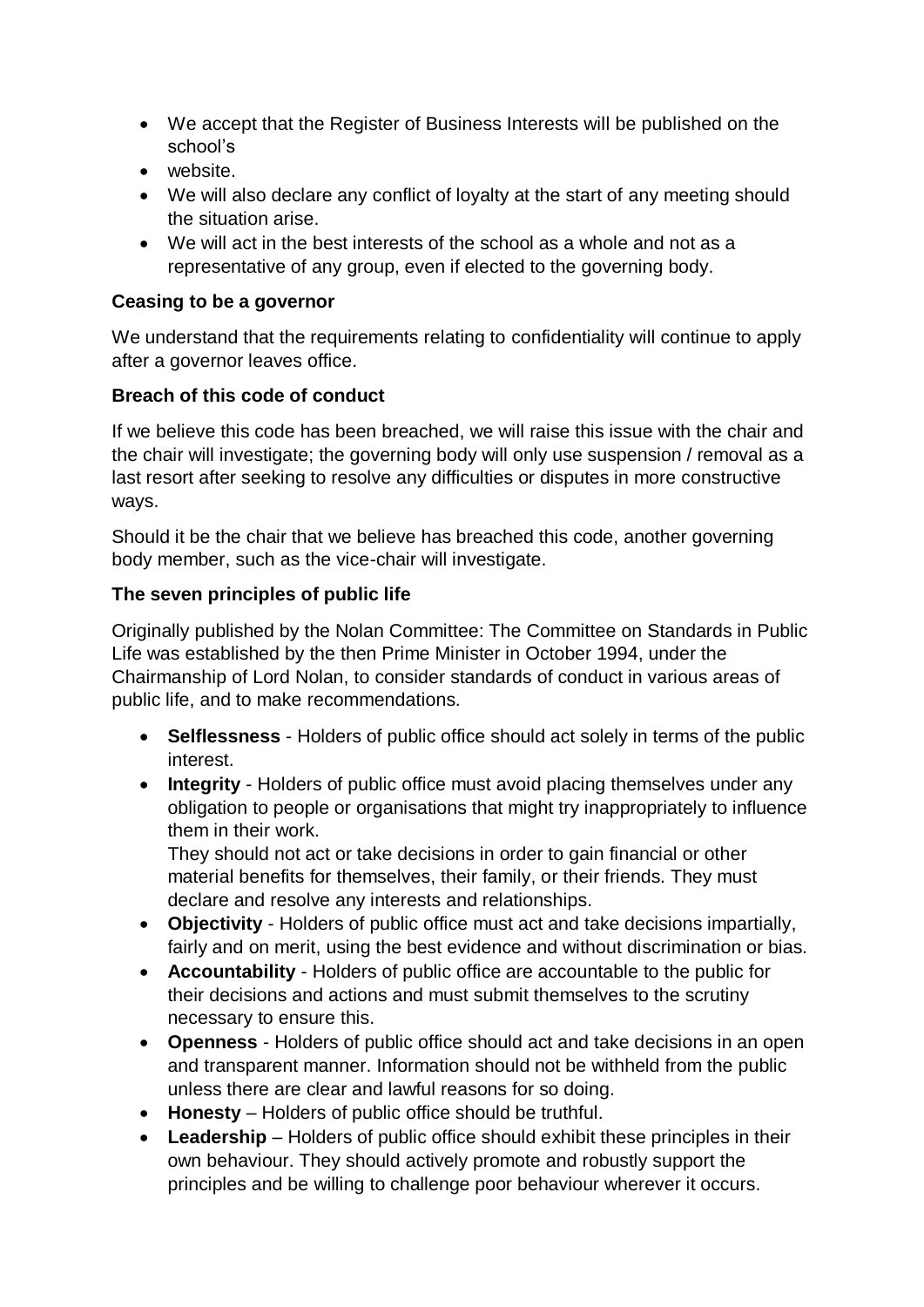- We accept that the Register of Business Interests will be published on the school's
- website.
- We will also declare any conflict of loyalty at the start of any meeting should the situation arise.
- We will act in the best interests of the school as a whole and not as a representative of any group, even if elected to the governing body.

**Ceasing to be a governor**

We understand that the requirements relating to confidentiality will continue to apply after a governor leaves office.

**Breach of this code of conduct**

If we believe this code has been breached, we will raise this issue with the chair and the chair will investigate; the governing body will only use suspension / removal as a last resort after seeking to resolve any difficulties or disputes in more constructive ways.

Should it be the chair that we believe has breached this code, another governing body member, such as the vice-chair will investigate.

**The seven principles of public life**

Originally published by the Nolan Committee: The Committee on Standards in Public Life was established by the then Prime Minister in October 1994, under the Chairmanship of Lord Nolan, to consider standards of conduct in various areas of public life, and to make recommendations.

- **Selflessness** - Holders of public office should act solely in terms of the public interest.
- **Integrity** - Holders of public office must avoid placing themselves under any obligation to people or organisations that might try inappropriately to influence them in their work.
  They should not act or take decisions in order to gain financial or other material benefits for themselves, their family, or their friends. They must declare and resolve any interests and relationships.
- **Objectivity** - Holders of public office must act and take decisions impartially, fairly and on merit, using the best evidence and without discrimination or bias.
- **Accountability** - Holders of public office are accountable to the public for their decisions and actions and must submit themselves to the scrutiny necessary to ensure this.
- **Openness** - Holders of public office should act and take decisions in an open and transparent manner. Information should not be withheld from the public unless there are clear and lawful reasons for so doing.
- **Honesty** – Holders of public office should be truthful.
- **Leadership** – Holders of public office should exhibit these principles in their own behaviour. They should actively promote and robustly support the principles and be willing to challenge poor behaviour wherever it occurs.